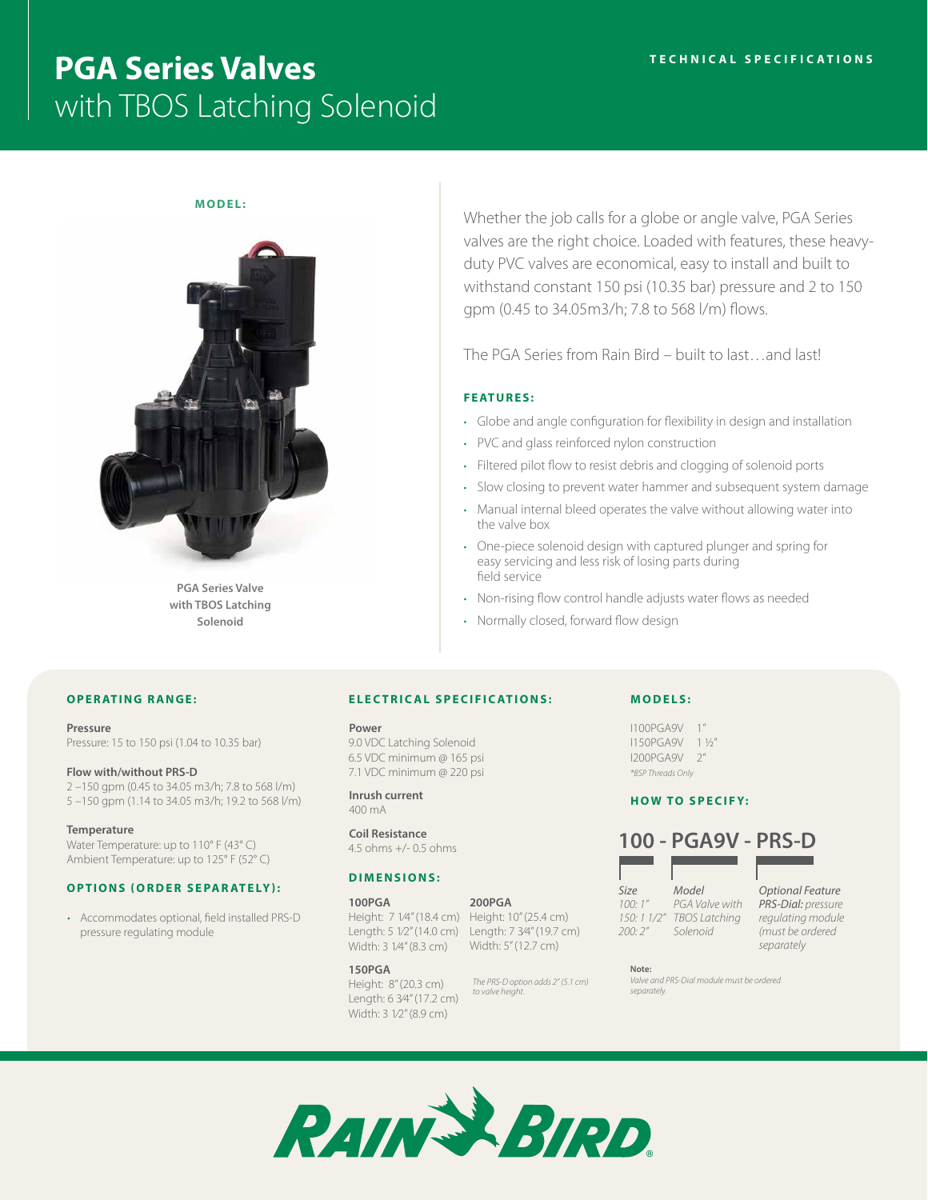# PGA Series Valves with TBOS Latching Solenoid

TECHNICAL SPECIFICATIONS

**MODEL:**

PGA Series Valve with TBOS Latching Solenoid

Whether the job calls for a globe or angle valve, PGA Series valves are the right choice. Loaded with features, these heavy-duty PVC valves are economical, easy to install and built to withstand constant 150 psi (10.35 bar) pressure and 2 to 150 gpm (0.45 to 34.05m3/h; 7.8 to 568 l/m) flows.

The PGA Series from Rain Bird – built to last…and last!

## FEATURES:

- Globe and angle configuration for flexibility in design and installation
- PVC and glass reinforced nylon construction
- Filtered pilot flow to resist debris and clogging of solenoid ports
- Slow closing to prevent water hammer and subsequent system damage
- Manual internal bleed operates the valve without allowing water into the valve box
- One-piece solenoid design with captured plunger and spring for easy servicing and less risk of losing parts during field service
- Non-rising flow control handle adjusts water flows as needed
- Normally closed, forward flow design

## OPERATING RANGE:

**Pressure**
Pressure: 15 to 150 psi (1.04 to 10.35 bar)

**Flow with/without PRS-D**
2 –150 gpm (0.45 to 34.05 m3/h; 7.8 to 568 l/m)
5 –150 gpm (1.14 to 34.05 m3/h; 19.2 to 568 l/m)

**Temperature**
Water Temperature: up to 110° F (43° C)
Ambient Temperature: up to 125° F (52° C)

## OPTIONS (ORDER SEPARATELY):

- Accommodates optional, field installed PRS-D pressure regulating module

## ELECTRICAL SPECIFICATIONS:

**Power**
9.0 VDC Latching Solenoid
6.5 VDC minimum @ 165 psi
7.1 VDC minimum @ 220 psi

**Inrush current**
400 mA

**Coil Resistance**
4.5 ohms +/- 0.5 ohms

## DIMENSIONS:

**100PGA**
Height: 7 1⁄4" (18.4 cm)
Length: 5 1⁄2" (14.0 cm)
Width: 3 1⁄4" (8.3 cm)

**150PGA**
Height: 8" (20.3 cm)
Length: 6 3⁄4" (17.2 cm)
Width: 3 1⁄2" (8.9 cm)

**200PGA**
Height: 10" (25.4 cm)
Length: 7 3⁄4" (19.7 cm)
Width: 5" (12.7 cm)

*The PRS-D option adds 2" (5.1 cm) to valve height.*

## MODELS:

I100PGA9V 1"
I150PGA9V 1 ½"
I200PGA9V 2"
*\*BSP Threads Only*

## HOW TO SPECIFY:

**100 - PGA9V - PRS-D**

| Size | Model | Optional Feature |
|---|---|---|
| *100: 1"*<br>*150: 1 1/2"*<br>*200: 2"* | *PGA Valve with TBOS Latching Solenoid* | ***PRS-Dial:** pressure regulating module (must be ordered separately* |

**Note:**
*Valve and PRS-Dial module must be ordered separately.*

RAIN BIRD®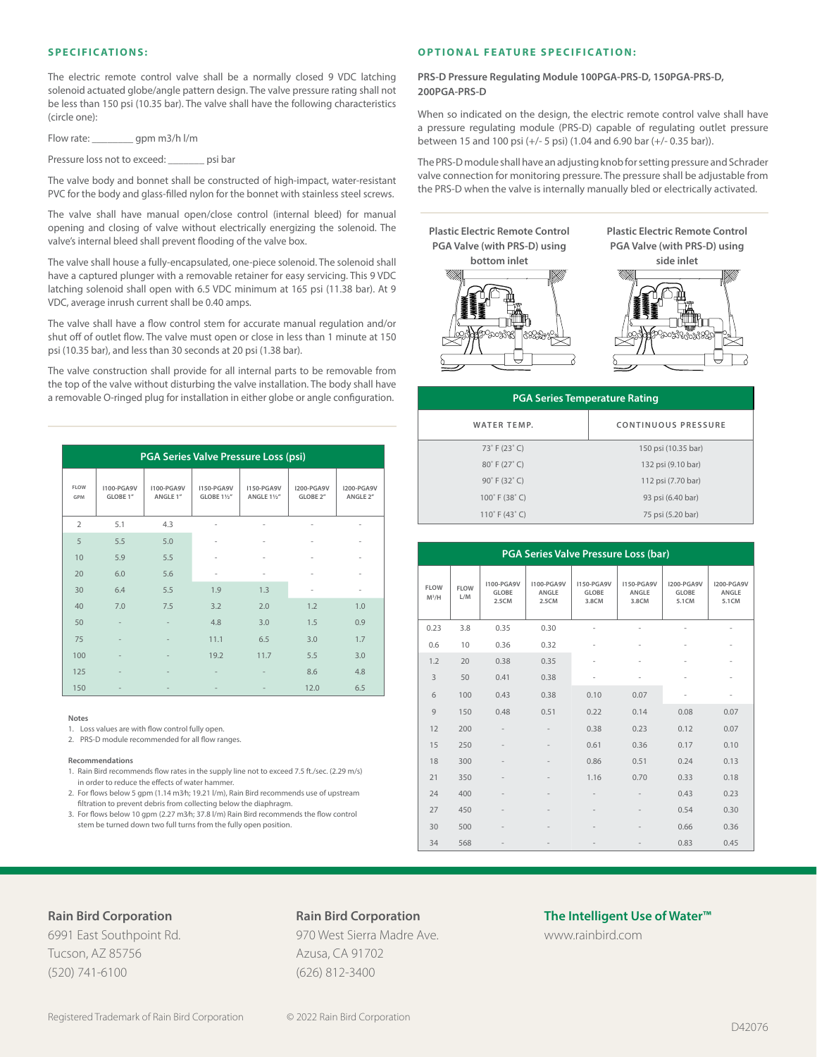## SPECIFICATIONS:

The electric remote control valve shall be a normally closed 9 VDC latching solenoid actuated globe/angle pattern design. The valve pressure rating shall not be less than 150 psi (10.35 bar). The valve shall have the following characteristics (circle one):

Flow rate: ________ gpm m3/h l/m

Pressure loss not to exceed: _______ psi bar

The valve body and bonnet shall be constructed of high-impact, water-resistant PVC for the body and glass-filled nylon for the bonnet with stainless steel screws.

The valve shall have manual open/close control (internal bleed) for manual opening and closing of valve without electrically energizing the solenoid. The valve's internal bleed shall prevent flooding of the valve box.

The valve shall house a fully-encapsulated, one-piece solenoid. The solenoid shall have a captured plunger with a removable retainer for easy servicing. This 9 VDC latching solenoid shall open with 6.5 VDC minimum at 165 psi (11.38 bar). At 9 VDC, average inrush current shall be 0.40 amps.

The valve shall have a flow control stem for accurate manual regulation and/or shut off of outlet flow. The valve must open or close in less than 1 minute at 150 psi (10.35 bar), and less than 30 seconds at 20 psi (1.38 bar).

The valve construction shall provide for all internal parts to be removable from the top of the valve without disturbing the valve installation. The body shall have a removable O-ringed plug for installation in either globe or angle configuration.

### PGA Series Valve Pressure Loss (psi)

| FLOW GPM | I100-PGA9V GLOBE 1" | I100-PGA9V ANGLE 1" | I150-PGA9V GLOBE 1½" | I150-PGA9V ANGLE 1½" | I200-PGA9V GLOBE 2" | I200-PGA9V ANGLE 2" |
|---|---|---|---|---|---|---|
| 2 | 5.1 | 4.3 | - | - | - | - |
| 5 | 5.5 | 5.0 | - | - | - | - |
| 10 | 5.9 | 5.5 | - | - | - | - |
| 20 | 6.0 | 5.6 | - | - | - | - |
| 30 | 6.4 | 5.5 | 1.9 | 1.3 | - | - |
| 40 | 7.0 | 7.5 | 3.2 | 2.0 | 1.2 | 1.0 |
| 50 | - | - | 4.8 | 3.0 | 1.5 | 0.9 |
| 75 | - | - | 11.1 | 6.5 | 3.0 | 1.7 |
| 100 | - | - | 19.2 | 11.7 | 5.5 | 3.0 |
| 125 | - | - | - | - | 8.6 | 4.8 |
| 150 | - | - | - | - | 12.0 | 6.5 |

**Notes**

1. Loss values are with flow control fully open.
2. PRS-D module recommended for all flow ranges.

**Recommendations**

1. Rain Bird recommends flow rates in the supply line not to exceed 7.5 ft./sec. (2.29 m/s) in order to reduce the effects of water hammer.
2. For flows below 5 gpm (1.14 m3/h; 19.21 l/m), Rain Bird recommends use of upstream filtration to prevent debris from collecting below the diaphragm.
3. For flows below 10 gpm (2.27 m3/h; 37.8 l/m) Rain Bird recommends the flow control stem be turned down two full turns from the fully open position.

## OPTIONAL FEATURE SPECIFICATION:

**PRS-D Pressure Regulating Module 100PGA-PRS-D, 150PGA-PRS-D, 200PGA-PRS-D**

When so indicated on the design, the electric remote control valve shall have a pressure regulating module (PRS-D) capable of regulating outlet pressure between 15 and 100 psi (+/- 5 psi) (1.04 and 6.90 bar (+/- 0.35 bar)).

The PRS-D module shall have an adjusting knob for setting pressure and Schrader valve connection for monitoring pressure. The pressure shall be adjustable from the PRS-D when the valve is internally manually bled or electrically activated.

**Plastic Electric Remote Control PGA Valve (with PRS-D) using bottom inlet**

**Plastic Electric Remote Control PGA Valve (with PRS-D) using side inlet**

### PGA Series Temperature Rating

| WATER TEMP. | CONTINUOUS PRESSURE |
|---|---|
| 73˚ F (23˚ C) | 150 psi (10.35 bar) |
| 80˚ F (27˚ C) | 132 psi (9.10 bar) |
| 90˚ F (32˚ C) | 112 psi (7.70 bar) |
| 100˚ F (38˚ C) | 93 psi (6.40 bar) |
| 110˚ F (43˚ C) | 75 psi (5.20 bar) |

### PGA Series Valve Pressure Loss (bar)

| FLOW M³/H | FLOW L/M | I100-PGA9V GLOBE 2.5CM | I100-PGA9V ANGLE 2.5CM | I150-PGA9V GLOBE 3.8CM | I150-PGA9V ANGLE 3.8CM | I200-PGA9V GLOBE 5.1CM | I200-PGA9V ANGLE 5.1CM |
|---|---|---|---|---|---|---|---|
| 0.23 | 3.8 | 0.35 | 0.30 | - | - | - | - |
| 0.6 | 10 | 0.36 | 0.32 | - | - | - | - |
| 1.2 | 20 | 0.38 | 0.35 | - | - | - | - |
| 3 | 50 | 0.41 | 0.38 | - | - | - | - |
| 6 | 100 | 0.43 | 0.38 | 0.10 | 0.07 | - | - |
| 9 | 150 | 0.48 | 0.51 | 0.22 | 0.14 | 0.08 | 0.07 |
| 12 | 200 | - | - | 0.38 | 0.23 | 0.12 | 0.07 |
| 15 | 250 | - | - | 0.61 | 0.36 | 0.17 | 0.10 |
| 18 | 300 | - | - | 0.86 | 0.51 | 0.24 | 0.13 |
| 21 | 350 | - | - | 1.16 | 0.70 | 0.33 | 0.18 |
| 24 | 400 | - | - | - | - | 0.43 | 0.23 |
| 27 | 450 | - | - | - | - | 0.54 | 0.30 |
| 30 | 500 | - | - | - | - | 0.66 | 0.36 |
| 34 | 568 | - | - | - | - | 0.83 | 0.45 |

**Rain Bird Corporation**
6991 East Southpoint Rd.
Tucson, AZ 85756
(520) 741-6100

**Rain Bird Corporation**
970 West Sierra Madre Ave.
Azusa, CA 91702
(626) 812-3400

**The Intelligent Use of Water™**
www.rainbird.com

Registered Trademark of Rain Bird Corporation

© 2022 Rain Bird Corporation

D42076